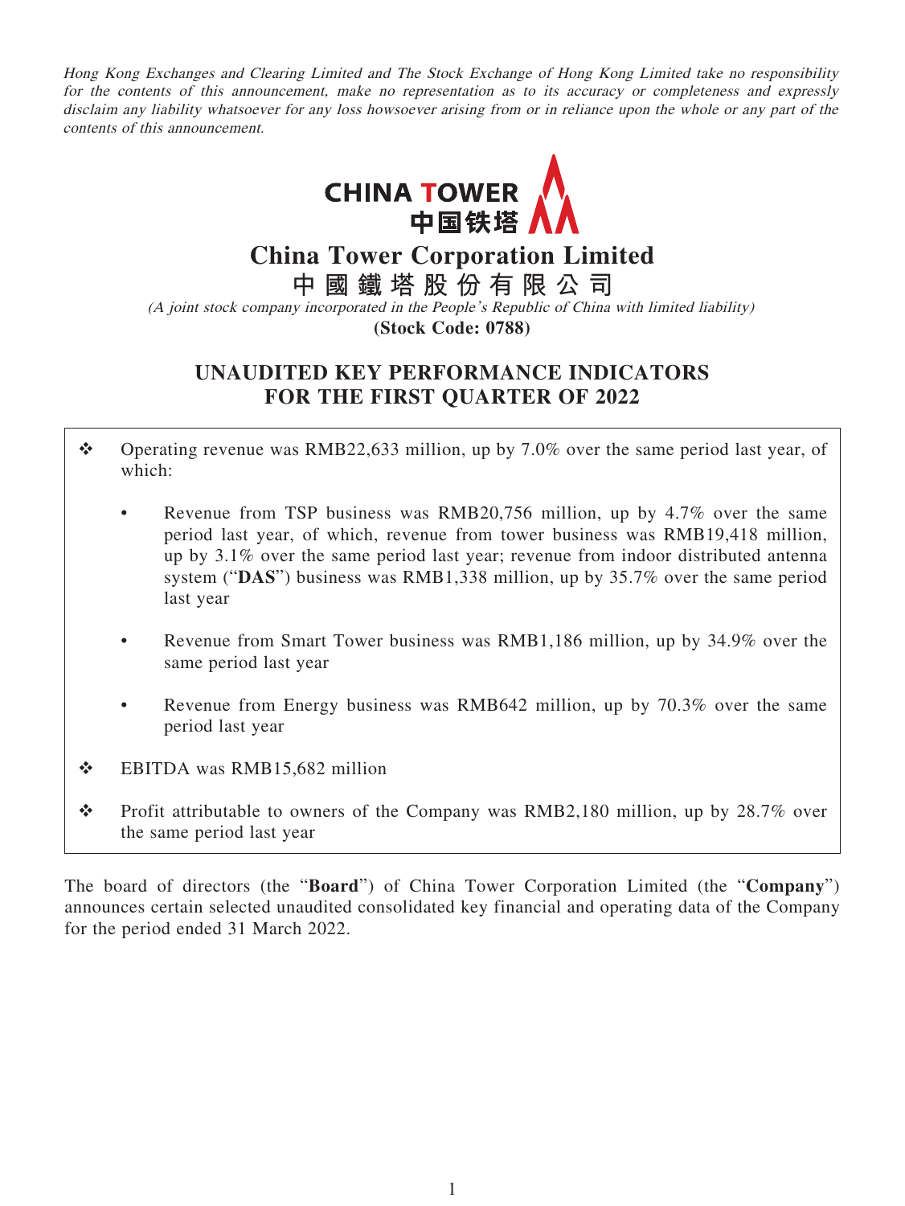*Hong Kong Exchanges and Clearing Limited and The Stock Exchange of Hong Kong Limited take no responsibility for the contents of this announcement, make no representation as to its accuracy or completeness and expressly disclaim any liability whatsoever for any loss howsoever arising from or in reliance upon the whole or any part of the contents of this announcement.*

CHINA TOWER
中国铁塔

# China Tower Corporation Limited

# 中國鐵塔股份有限公司

*(A joint stock company incorporated in the People's Republic of China with limited liability)*

**(Stock Code: 0788)**

## UNAUDITED KEY PERFORMANCE INDICATORS FOR THE FIRST QUARTER OF 2022

- ❖ Operating revenue was RMB22,633 million, up by 7.0% over the same period last year, of which:
  - Revenue from TSP business was RMB20,756 million, up by 4.7% over the same period last year, of which, revenue from tower business was RMB19,418 million, up by 3.1% over the same period last year; revenue from indoor distributed antenna system ("**DAS**") business was RMB1,338 million, up by 35.7% over the same period last year
  - Revenue from Smart Tower business was RMB1,186 million, up by 34.9% over the same period last year
  - Revenue from Energy business was RMB642 million, up by 70.3% over the same period last year
- ❖ EBITDA was RMB15,682 million
- ❖ Profit attributable to owners of the Company was RMB2,180 million, up by 28.7% over the same period last year

The board of directors (the "**Board**") of China Tower Corporation Limited (the "**Company**") announces certain selected unaudited consolidated key financial and operating data of the Company for the period ended 31 March 2022.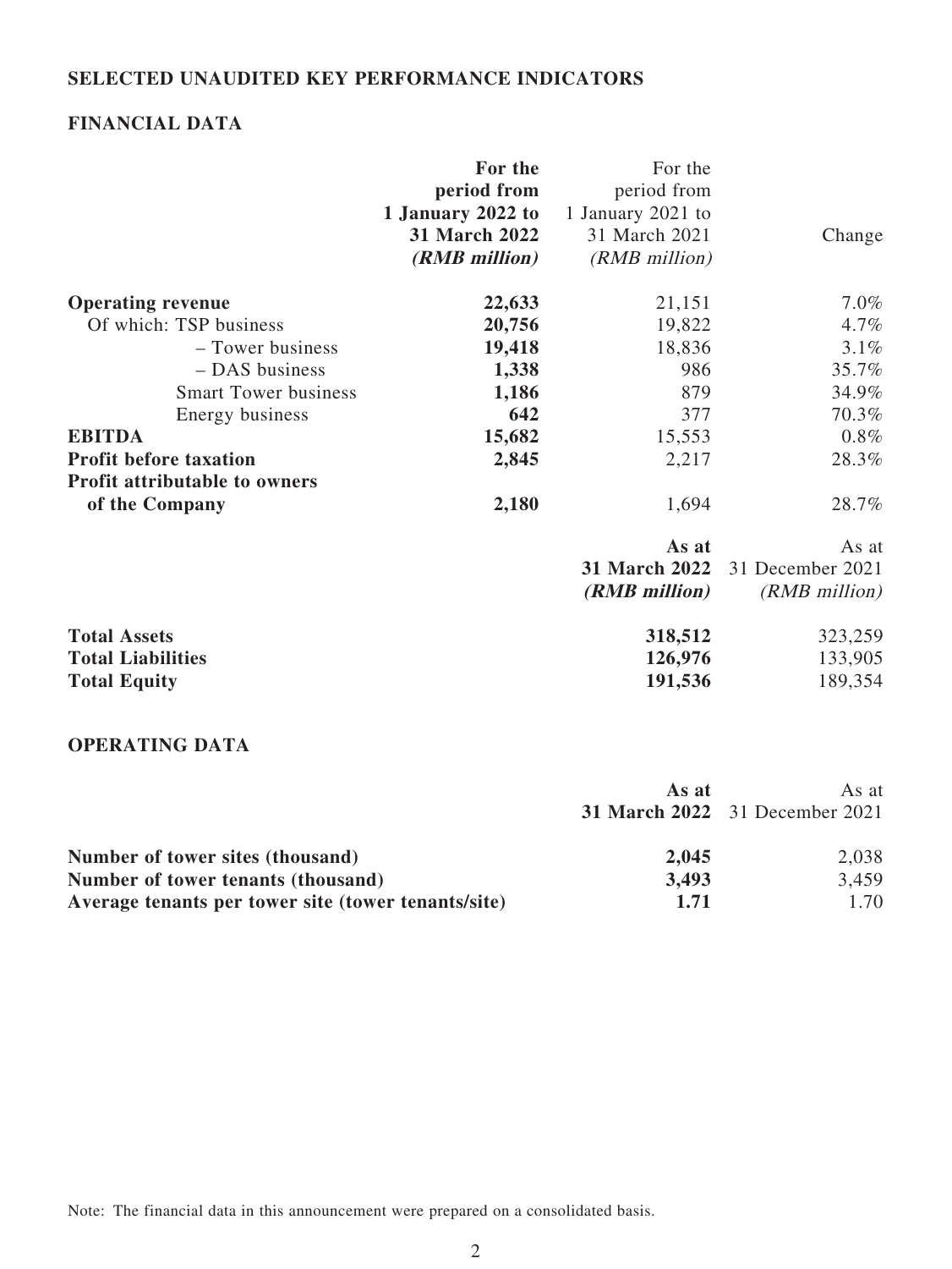## SELECTED UNAUDITED KEY PERFORMANCE INDICATORS

### FINANCIAL DATA

| | **For the period from 1 January 2022 to 31 March 2022** ***(RMB million)*** | For the period from 1 January 2021 to 31 March 2021 *(RMB million)* | Change |
|---|---|---|---|
| **Operating revenue** | **22,633** | 21,151 | 7.0% |
| Of which: TSP business | **20,756** | 19,822 | 4.7% |
| – Tower business | **19,418** | 18,836 | 3.1% |
| – DAS business | **1,338** | 986 | 35.7% |
| Smart Tower business | **1,186** | 879 | 34.9% |
| Energy business | **642** | 377 | 70.3% |
| **EBITDA** | **15,682** | 15,553 | 0.8% |
| **Profit before taxation** | **2,845** | 2,217 | 28.3% |
| **Profit attributable to owners of the Company** | **2,180** | 1,694 | 28.7% |

| | **As at 31 March 2022** ***(RMB million)*** | As at 31 December 2021 *(RMB million)* |
|---|---|---|
| **Total Assets** | **318,512** | 323,259 |
| **Total Liabilities** | **126,976** | 133,905 |
| **Total Equity** | **191,536** | 189,354 |

### OPERATING DATA

| | **As at 31 March 2022** | As at 31 December 2021 |
|---|---|---|
| **Number of tower sites (thousand)** | **2,045** | 2,038 |
| **Number of tower tenants (thousand)** | **3,493** | 3,459 |
| **Average tenants per tower site (tower tenants/site)** | **1.71** | 1.70 |

Note: The financial data in this announcement were prepared on a consolidated basis.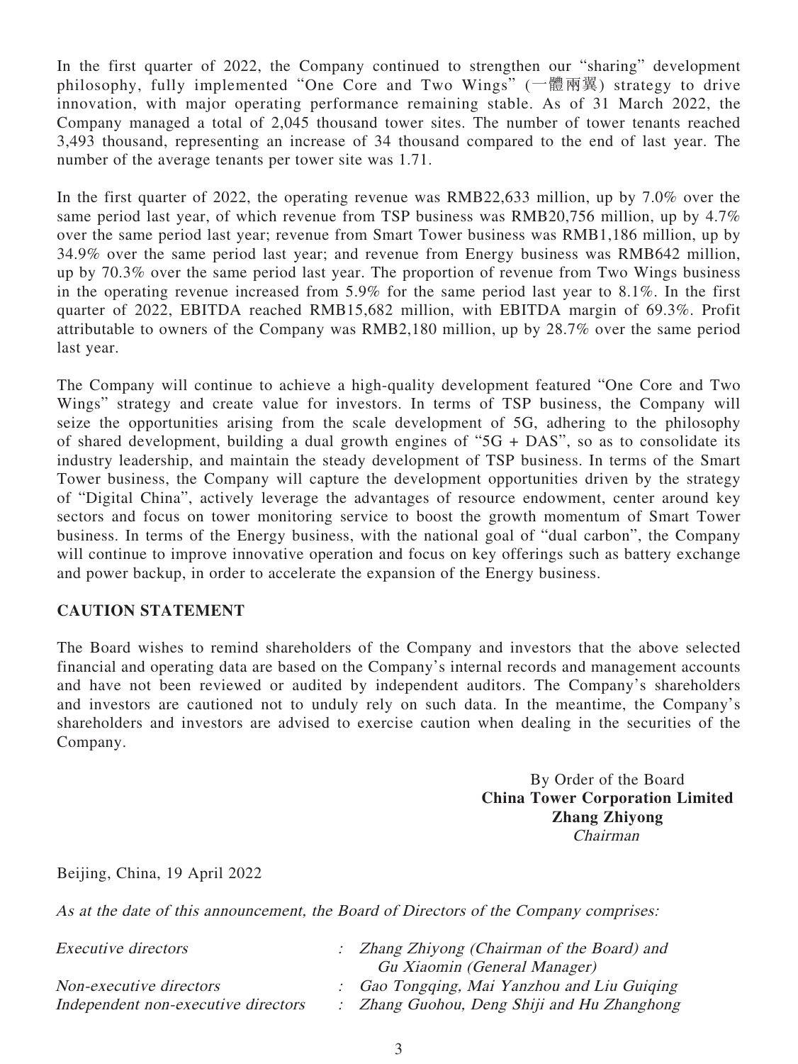In the first quarter of 2022, the Company continued to strengthen our "sharing" development philosophy, fully implemented "One Core and Two Wings" (一體兩翼) strategy to drive innovation, with major operating performance remaining stable. As of 31 March 2022, the Company managed a total of 2,045 thousand tower sites. The number of tower tenants reached 3,493 thousand, representing an increase of 34 thousand compared to the end of last year. The number of the average tenants per tower site was 1.71.

In the first quarter of 2022, the operating revenue was RMB22,633 million, up by 7.0% over the same period last year, of which revenue from TSP business was RMB20,756 million, up by 4.7% over the same period last year; revenue from Smart Tower business was RMB1,186 million, up by 34.9% over the same period last year; and revenue from Energy business was RMB642 million, up by 70.3% over the same period last year. The proportion of revenue from Two Wings business in the operating revenue increased from 5.9% for the same period last year to 8.1%. In the first quarter of 2022, EBITDA reached RMB15,682 million, with EBITDA margin of 69.3%. Profit attributable to owners of the Company was RMB2,180 million, up by 28.7% over the same period last year.

The Company will continue to achieve a high-quality development featured "One Core and Two Wings" strategy and create value for investors. In terms of TSP business, the Company will seize the opportunities arising from the scale development of 5G, adhering to the philosophy of shared development, building a dual growth engines of "5G + DAS", so as to consolidate its industry leadership, and maintain the steady development of TSP business. In terms of the Smart Tower business, the Company will capture the development opportunities driven by the strategy of "Digital China", actively leverage the advantages of resource endowment, center around key sectors and focus on tower monitoring service to boost the growth momentum of Smart Tower business. In terms of the Energy business, with the national goal of "dual carbon", the Company will continue to improve innovative operation and focus on key offerings such as battery exchange and power backup, in order to accelerate the expansion of the Energy business.

## CAUTION STATEMENT

The Board wishes to remind shareholders of the Company and investors that the above selected financial and operating data are based on the Company's internal records and management accounts and have not been reviewed or audited by independent auditors. The Company's shareholders and investors are cautioned not to unduly rely on such data. In the meantime, the Company's shareholders and investors are advised to exercise caution when dealing in the securities of the Company.

By Order of the Board
**China Tower Corporation Limited**
**Zhang Zhiyong**
*Chairman*

Beijing, China, 19 April 2022

*As at the date of this announcement, the Board of Directors of the Company comprises:*

| | | |
|---|---|---|
| *Executive directors* | : | *Zhang Zhiyong (Chairman of the Board) and Gu Xiaomin (General Manager)* |
| *Non-executive directors* | : | *Gao Tongqing, Mai Yanzhou and Liu Guiqing* |
| *Independent non-executive directors* | : | *Zhang Guohou, Deng Shiji and Hu Zhanghong* |